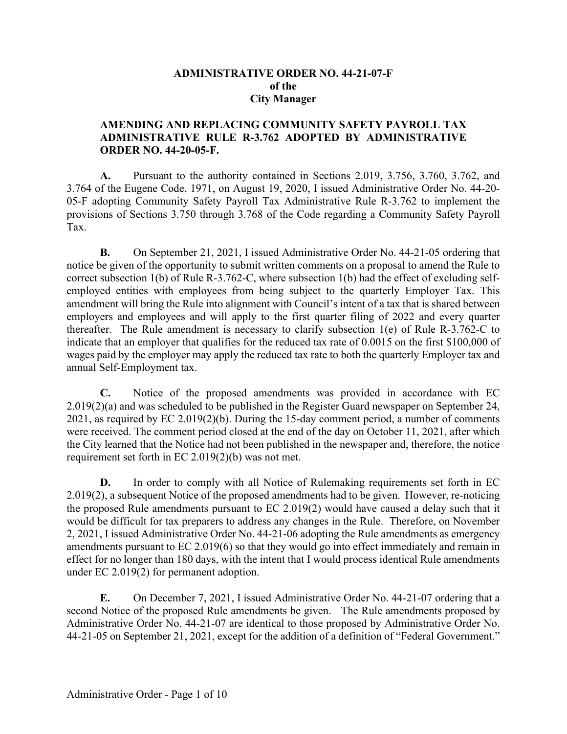**ADMINISTRATIVE ORDER NO. 44-21-07-F**
**of the**
**City Manager**

**AMENDING AND REPLACING COMMUNITY SAFETY PAYROLL TAX ADMINISTRATIVE RULE R-3.762 ADOPTED BY ADMINISTRATIVE ORDER NO. 44-20-05-F.**

**A.** Pursuant to the authority contained in Sections 2.019, 3.756, 3.760, 3.762, and 3.764 of the Eugene Code, 1971, on August 19, 2020, I issued Administrative Order No. 44-20-05-F adopting Community Safety Payroll Tax Administrative Rule R-3.762 to implement the provisions of Sections 3.750 through 3.768 of the Code regarding a Community Safety Payroll Tax.

**B.** On September 21, 2021, I issued Administrative Order No. 44-21-05 ordering that notice be given of the opportunity to submit written comments on a proposal to amend the Rule to correct subsection 1(b) of Rule R-3.762-C, where subsection 1(b) had the effect of excluding self-employed entities with employees from being subject to the quarterly Employer Tax. This amendment will bring the Rule into alignment with Council's intent of a tax that is shared between employers and employees and will apply to the first quarter filing of 2022 and every quarter thereafter. The Rule amendment is necessary to clarify subsection 1(e) of Rule R-3.762-C to indicate that an employer that qualifies for the reduced tax rate of 0.0015 on the first $100,000 of wages paid by the employer may apply the reduced tax rate to both the quarterly Employer tax and annual Self-Employment tax.

**C.** Notice of the proposed amendments was provided in accordance with EC 2.019(2)(a) and was scheduled to be published in the Register Guard newspaper on September 24, 2021, as required by EC 2.019(2)(b). During the 15-day comment period, a number of comments were received. The comment period closed at the end of the day on October 11, 2021, after which the City learned that the Notice had not been published in the newspaper and, therefore, the notice requirement set forth in EC 2.019(2)(b) was not met.

**D.** In order to comply with all Notice of Rulemaking requirements set forth in EC 2.019(2), a subsequent Notice of the proposed amendments had to be given. However, re-noticing the proposed Rule amendments pursuant to EC 2.019(2) would have caused a delay such that it would be difficult for tax preparers to address any changes in the Rule. Therefore, on November 2, 2021, I issued Administrative Order No. 44-21-06 adopting the Rule amendments as emergency amendments pursuant to EC 2.019(6) so that they would go into effect immediately and remain in effect for no longer than 180 days, with the intent that I would process identical Rule amendments under EC 2.019(2) for permanent adoption.

**E.** On December 7, 2021, I issued Administrative Order No. 44-21-07 ordering that a second Notice of the proposed Rule amendments be given. The Rule amendments proposed by Administrative Order No. 44-21-07 are identical to those proposed by Administrative Order No. 44-21-05 on September 21, 2021, except for the addition of a definition of "Federal Government."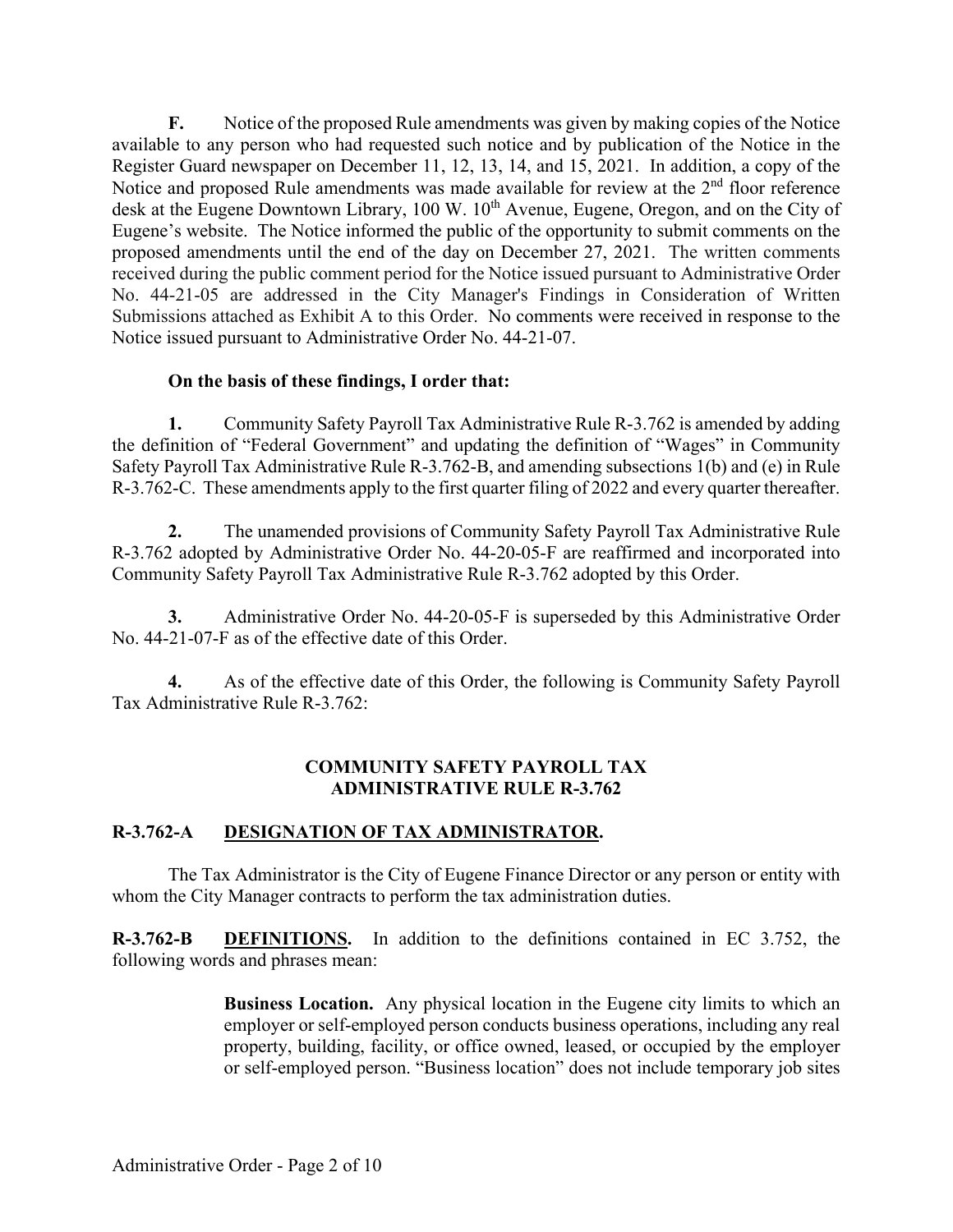**F.** Notice of the proposed Rule amendments was given by making copies of the Notice available to any person who had requested such notice and by publication of the Notice in the Register Guard newspaper on December 11, 12, 13, 14, and 15, 2021. In addition, a copy of the Notice and proposed Rule amendments was made available for review at the 2nd floor reference desk at the Eugene Downtown Library, 100 W. 10th Avenue, Eugene, Oregon, and on the City of Eugene's website. The Notice informed the public of the opportunity to submit comments on the proposed amendments until the end of the day on December 27, 2021. The written comments received during the public comment period for the Notice issued pursuant to Administrative Order No. 44-21-05 are addressed in the City Manager's Findings in Consideration of Written Submissions attached as Exhibit A to this Order. No comments were received in response to the Notice issued pursuant to Administrative Order No. 44-21-07.

**On the basis of these findings, I order that:**

**1.** Community Safety Payroll Tax Administrative Rule R-3.762 is amended by adding the definition of "Federal Government" and updating the definition of "Wages" in Community Safety Payroll Tax Administrative Rule R-3.762-B, and amending subsections 1(b) and (e) in Rule R-3.762-C. These amendments apply to the first quarter filing of 2022 and every quarter thereafter.

**2.** The unamended provisions of Community Safety Payroll Tax Administrative Rule R-3.762 adopted by Administrative Order No. 44-20-05-F are reaffirmed and incorporated into Community Safety Payroll Tax Administrative Rule R-3.762 adopted by this Order.

**3.** Administrative Order No. 44-20-05-F is superseded by this Administrative Order No. 44-21-07-F as of the effective date of this Order.

**4.** As of the effective date of this Order, the following is Community Safety Payroll Tax Administrative Rule R-3.762:

## COMMUNITY SAFETY PAYROLL TAX
## ADMINISTRATIVE RULE R-3.762

**R-3.762-A <u>DESIGNATION OF TAX ADMINISTRATOR</u>.**

The Tax Administrator is the City of Eugene Finance Director or any person or entity with whom the City Manager contracts to perform the tax administration duties.

**R-3.762-B <u>DEFINITIONS</u>.** In addition to the definitions contained in EC 3.752, the following words and phrases mean:

> **Business Location.** Any physical location in the Eugene city limits to which an employer or self-employed person conducts business operations, including any real property, building, facility, or office owned, leased, or occupied by the employer or self-employed person. "Business location" does not include temporary job sites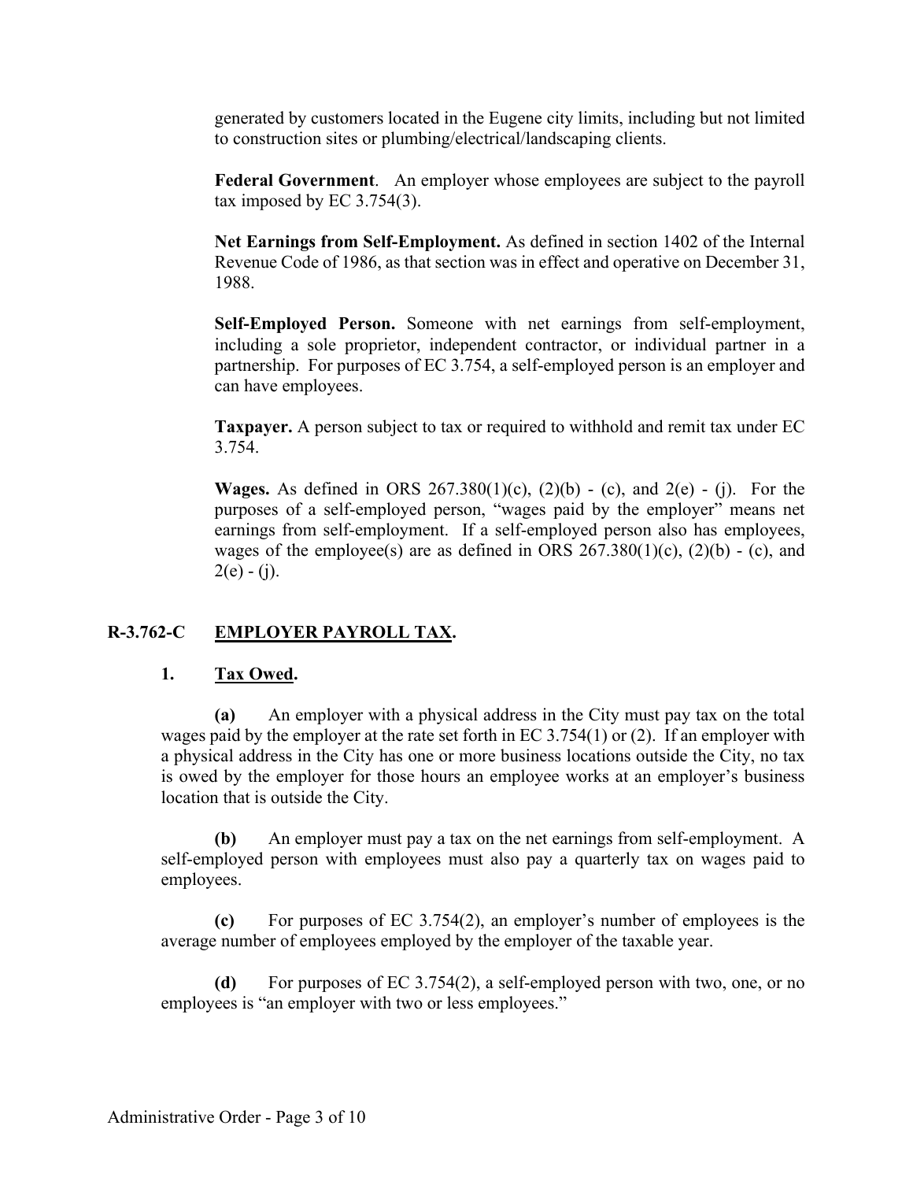generated by customers located in the Eugene city limits, including but not limited to construction sites or plumbing/electrical/landscaping clients.

**Federal Government**. An employer whose employees are subject to the payroll tax imposed by EC 3.754(3).

**Net Earnings from Self-Employment.** As defined in section 1402 of the Internal Revenue Code of 1986, as that section was in effect and operative on December 31, 1988.

**Self-Employed Person.** Someone with net earnings from self-employment, including a sole proprietor, independent contractor, or individual partner in a partnership. For purposes of EC 3.754, a self-employed person is an employer and can have employees.

**Taxpayer.** A person subject to tax or required to withhold and remit tax under EC 3.754.

**Wages.** As defined in ORS 267.380(1)(c), (2)(b) - (c), and 2(e) - (j). For the purposes of a self-employed person, "wages paid by the employer" means net earnings from self-employment. If a self-employed person also has employees, wages of the employee(s) are as defined in ORS 267.380(1)(c), (2)(b) - (c), and 2(e) - (j).

## R-3.762-C EMPLOYER PAYROLL TAX.

### 1. Tax Owed.

**(a)** An employer with a physical address in the City must pay tax on the total wages paid by the employer at the rate set forth in EC 3.754(1) or (2). If an employer with a physical address in the City has one or more business locations outside the City, no tax is owed by the employer for those hours an employee works at an employer's business location that is outside the City.

**(b)** An employer must pay a tax on the net earnings from self-employment. A self-employed person with employees must also pay a quarterly tax on wages paid to employees.

**(c)** For purposes of EC 3.754(2), an employer's number of employees is the average number of employees employed by the employer of the taxable year.

**(d)** For purposes of EC 3.754(2), a self-employed person with two, one, or no employees is "an employer with two or less employees."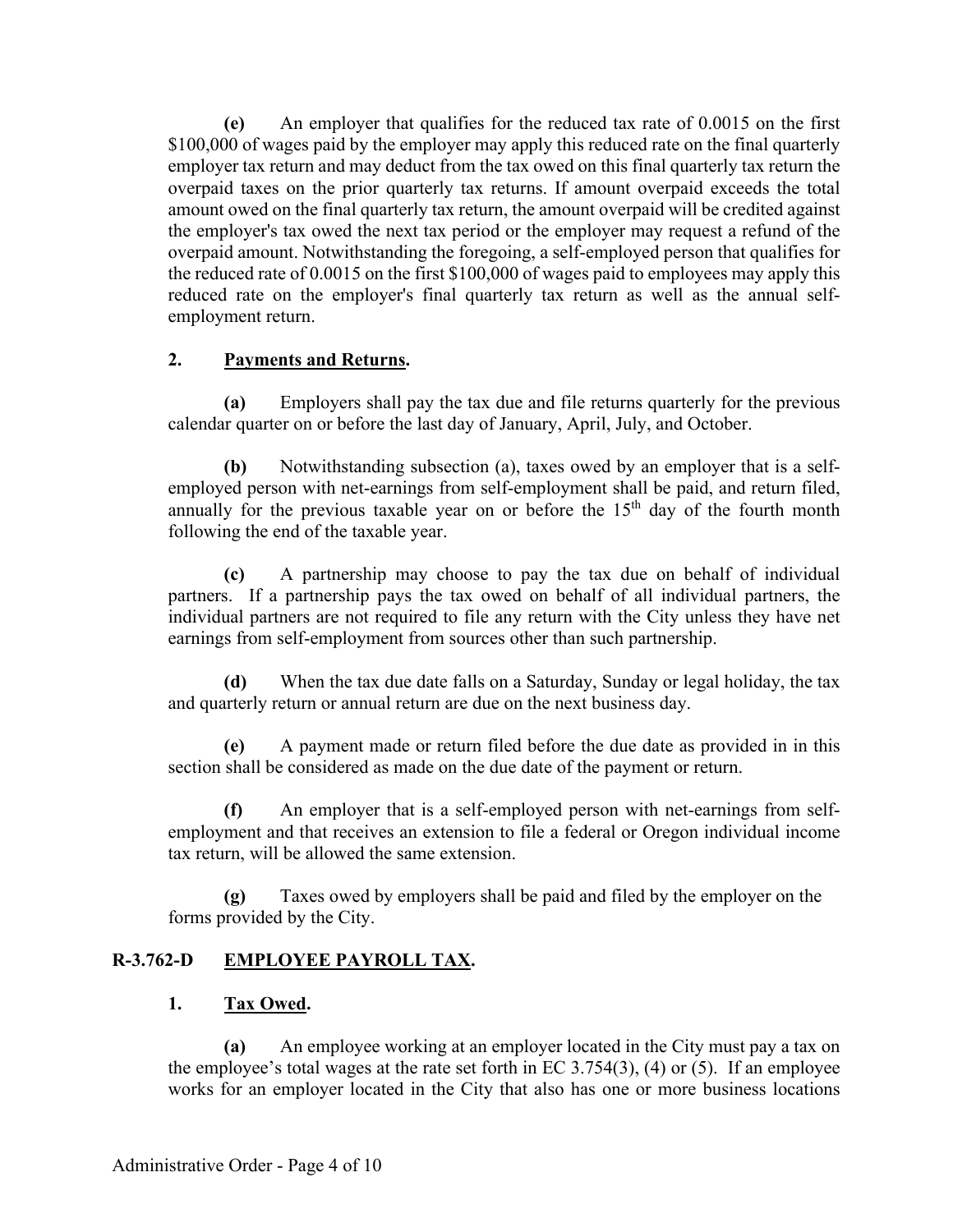**(e)** An employer that qualifies for the reduced tax rate of 0.0015 on the first $100,000 of wages paid by the employer may apply this reduced rate on the final quarterly employer tax return and may deduct from the tax owed on this final quarterly tax return the overpaid taxes on the prior quarterly tax returns. If amount overpaid exceeds the total amount owed on the final quarterly tax return, the amount overpaid will be credited against the employer's tax owed the next tax period or the employer may request a refund of the overpaid amount. Notwithstanding the foregoing, a self-employed person that qualifies for the reduced rate of 0.0015 on the first $100,000 of wages paid to employees may apply this reduced rate on the employer's final quarterly tax return as well as the annual self-employment return.

**2. Payments and Returns.**

**(a)** Employers shall pay the tax due and file returns quarterly for the previous calendar quarter on or before the last day of January, April, July, and October.

**(b)** Notwithstanding subsection (a), taxes owed by an employer that is a self-employed person with net-earnings from self-employment shall be paid, and return filed, annually for the previous taxable year on or before the 15th day of the fourth month following the end of the taxable year.

**(c)** A partnership may choose to pay the tax due on behalf of individual partners. If a partnership pays the tax owed on behalf of all individual partners, the individual partners are not required to file any return with the City unless they have net earnings from self-employment from sources other than such partnership.

**(d)** When the tax due date falls on a Saturday, Sunday or legal holiday, the tax and quarterly return or annual return are due on the next business day.

**(e)** A payment made or return filed before the due date as provided in in this section shall be considered as made on the due date of the payment or return.

**(f)** An employer that is a self-employed person with net-earnings from self-employment and that receives an extension to file a federal or Oregon individual income tax return, will be allowed the same extension.

**(g)** Taxes owed by employers shall be paid and filed by the employer on the forms provided by the City.

## R-3.762-D EMPLOYEE PAYROLL TAX.

**1. Tax Owed.**

**(a)** An employee working at an employer located in the City must pay a tax on the employee's total wages at the rate set forth in EC 3.754(3), (4) or (5). If an employee works for an employer located in the City that also has one or more business locations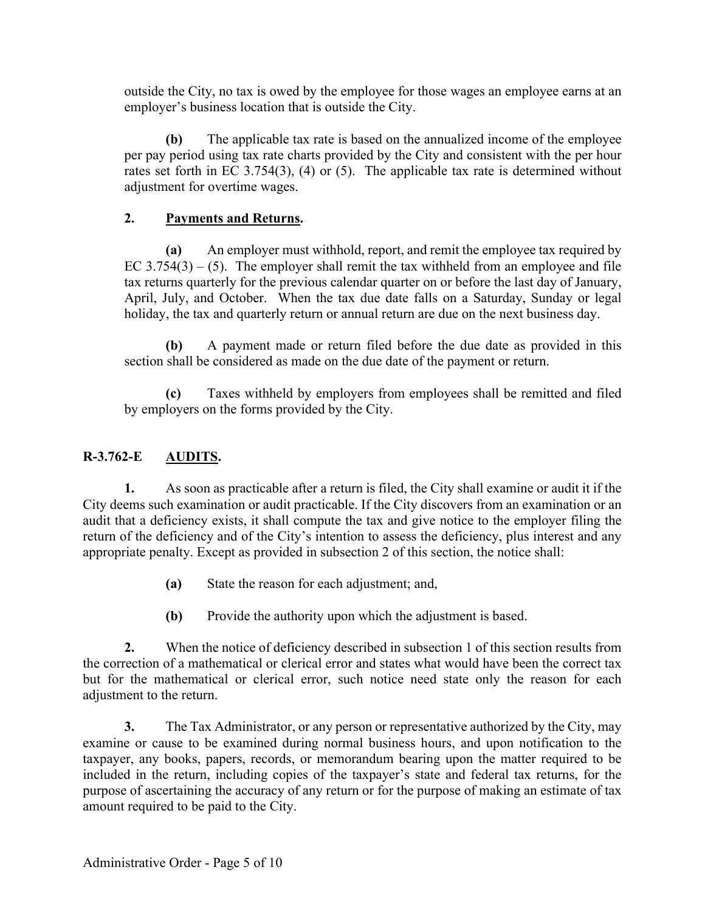outside the City, no tax is owed by the employee for those wages an employee earns at an employer's business location that is outside the City.

**(b)** The applicable tax rate is based on the annualized income of the employee per pay period using tax rate charts provided by the City and consistent with the per hour rates set forth in EC 3.754(3), (4) or (5). The applicable tax rate is determined without adjustment for overtime wages.

**2. Payments and Returns.**

**(a)** An employer must withhold, report, and remit the employee tax required by EC 3.754(3) – (5). The employer shall remit the tax withheld from an employee and file tax returns quarterly for the previous calendar quarter on or before the last day of January, April, July, and October. When the tax due date falls on a Saturday, Sunday or legal holiday, the tax and quarterly return or annual return are due on the next business day.

**(b)** A payment made or return filed before the due date as provided in this section shall be considered as made on the due date of the payment or return.

**(c)** Taxes withheld by employers from employees shall be remitted and filed by employers on the forms provided by the City.

## R-3.762-E AUDITS.

**1.** As soon as practicable after a return is filed, the City shall examine or audit it if the City deems such examination or audit practicable. If the City discovers from an examination or an audit that a deficiency exists, it shall compute the tax and give notice to the employer filing the return of the deficiency and of the City's intention to assess the deficiency, plus interest and any appropriate penalty. Except as provided in subsection 2 of this section, the notice shall:

**(a)** State the reason for each adjustment; and,

**(b)** Provide the authority upon which the adjustment is based.

**2.** When the notice of deficiency described in subsection 1 of this section results from the correction of a mathematical or clerical error and states what would have been the correct tax but for the mathematical or clerical error, such notice need state only the reason for each adjustment to the return.

**3.** The Tax Administrator, or any person or representative authorized by the City, may examine or cause to be examined during normal business hours, and upon notification to the taxpayer, any books, papers, records, or memorandum bearing upon the matter required to be included in the return, including copies of the taxpayer's state and federal tax returns, for the purpose of ascertaining the accuracy of any return or for the purpose of making an estimate of tax amount required to be paid to the City.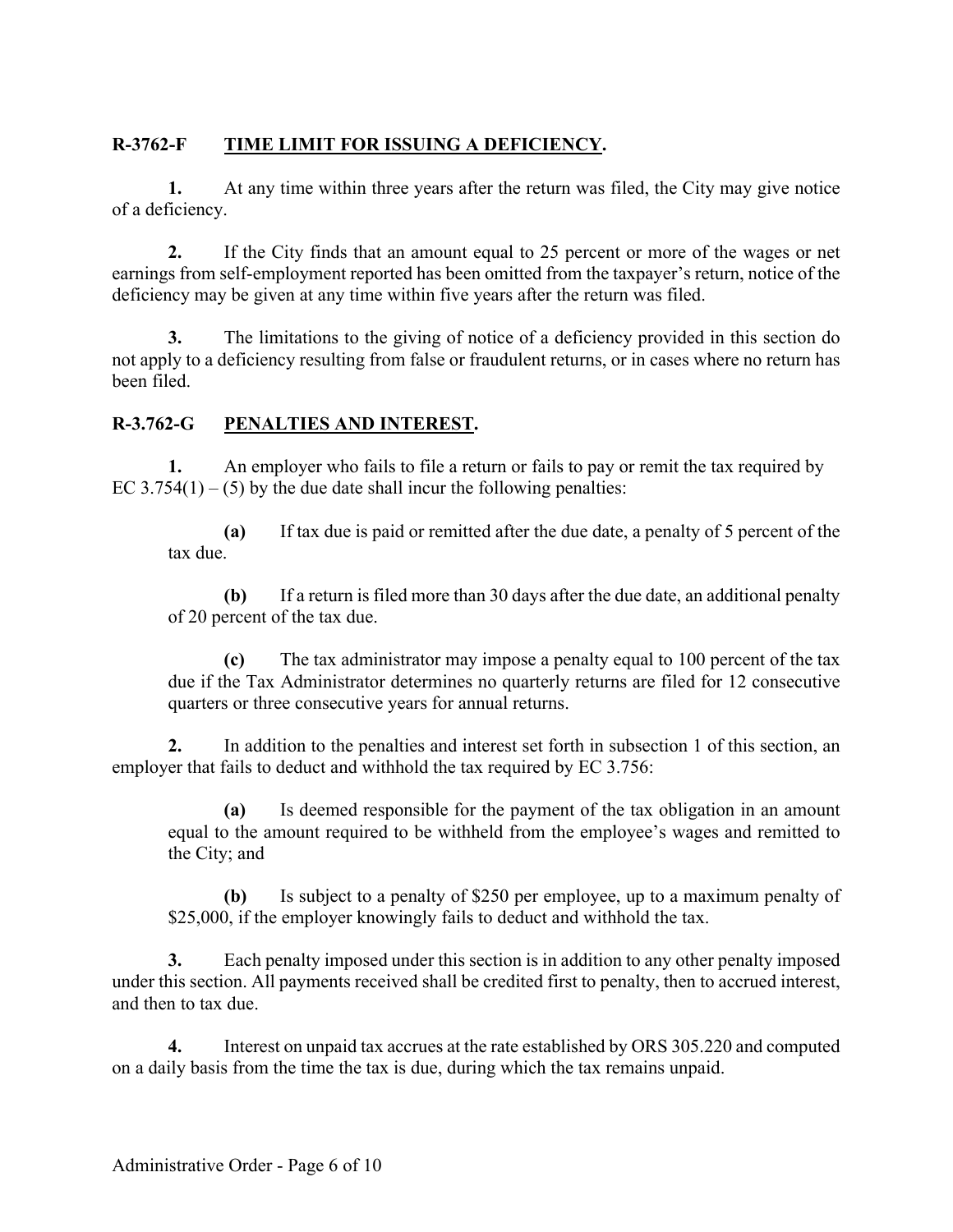## R-3762-F TIME LIMIT FOR ISSUING A DEFICIENCY.

**1.** At any time within three years after the return was filed, the City may give notice of a deficiency.

**2.** If the City finds that an amount equal to 25 percent or more of the wages or net earnings from self-employment reported has been omitted from the taxpayer's return, notice of the deficiency may be given at any time within five years after the return was filed.

**3.** The limitations to the giving of notice of a deficiency provided in this section do not apply to a deficiency resulting from false or fraudulent returns, or in cases where no return has been filed.

## R-3.762-G PENALTIES AND INTEREST.

**1.** An employer who fails to file a return or fails to pay or remit the tax required by EC 3.754(1) – (5) by the due date shall incur the following penalties:

> **(a)** If tax due is paid or remitted after the due date, a penalty of 5 percent of the tax due.
>
> **(b)** If a return is filed more than 30 days after the due date, an additional penalty of 20 percent of the tax due.
>
> **(c)** The tax administrator may impose a penalty equal to 100 percent of the tax due if the Tax Administrator determines no quarterly returns are filed for 12 consecutive quarters or three consecutive years for annual returns.

**2.** In addition to the penalties and interest set forth in subsection 1 of this section, an employer that fails to deduct and withhold the tax required by EC 3.756:

> **(a)** Is deemed responsible for the payment of the tax obligation in an amount equal to the amount required to be withheld from the employee's wages and remitted to the City; and
>
> **(b)** Is subject to a penalty of $250 per employee, up to a maximum penalty of $25,000, if the employer knowingly fails to deduct and withhold the tax.

**3.** Each penalty imposed under this section is in addition to any other penalty imposed under this section. All payments received shall be credited first to penalty, then to accrued interest, and then to tax due.

**4.** Interest on unpaid tax accrues at the rate established by ORS 305.220 and computed on a daily basis from the time the tax is due, during which the tax remains unpaid.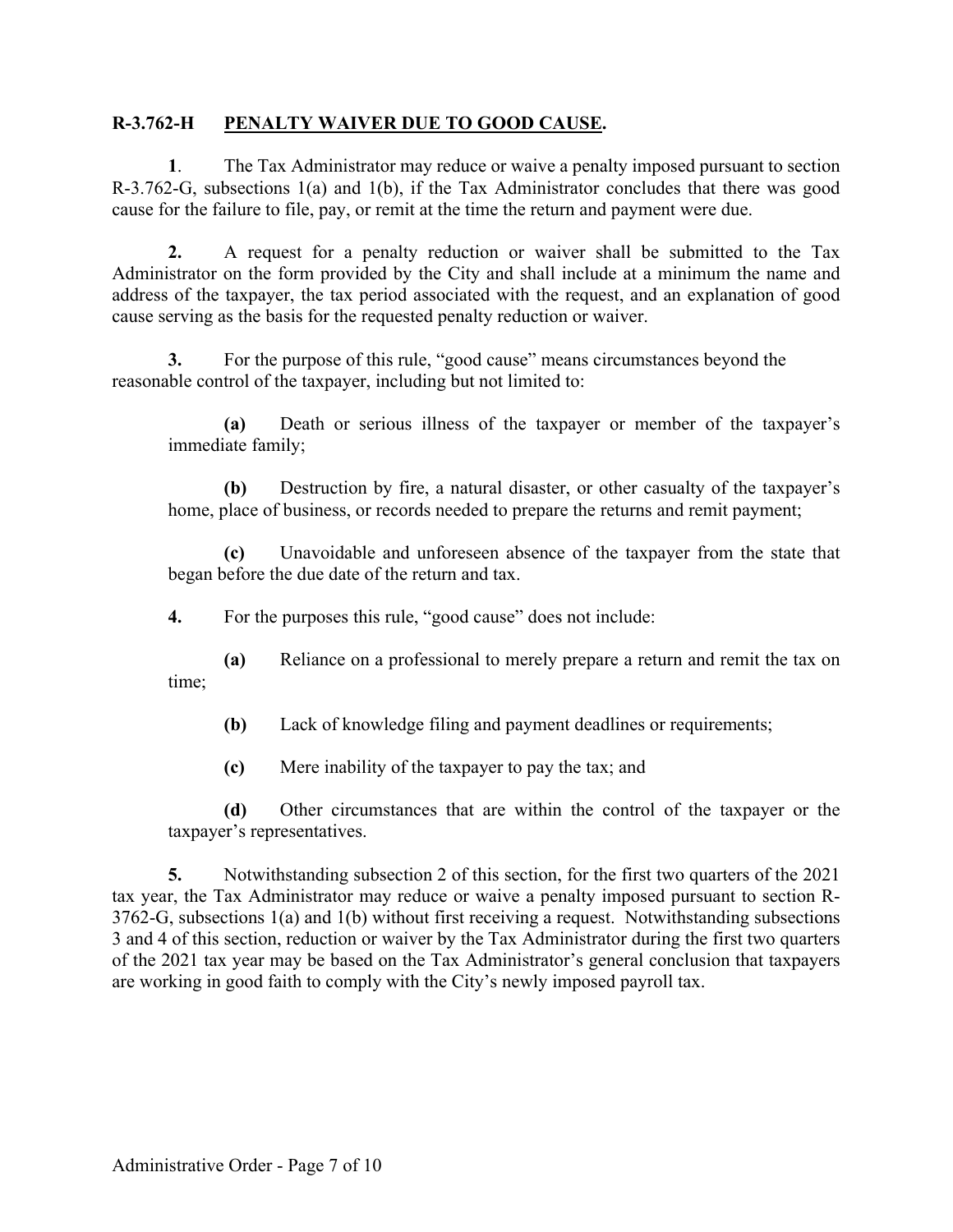## R-3.762-H PENALTY WAIVER DUE TO GOOD CAUSE.

**1**. The Tax Administrator may reduce or waive a penalty imposed pursuant to section R-3.762-G, subsections 1(a) and 1(b), if the Tax Administrator concludes that there was good cause for the failure to file, pay, or remit at the time the return and payment were due.

**2.** A request for a penalty reduction or waiver shall be submitted to the Tax Administrator on the form provided by the City and shall include at a minimum the name and address of the taxpayer, the tax period associated with the request, and an explanation of good cause serving as the basis for the requested penalty reduction or waiver.

**3.** For the purpose of this rule, "good cause" means circumstances beyond the reasonable control of the taxpayer, including but not limited to:

**(a)** Death or serious illness of the taxpayer or member of the taxpayer's immediate family;

**(b)** Destruction by fire, a natural disaster, or other casualty of the taxpayer's home, place of business, or records needed to prepare the returns and remit payment;

**(c)** Unavoidable and unforeseen absence of the taxpayer from the state that began before the due date of the return and tax.

**4.** For the purposes this rule, "good cause" does not include:

**(a)** Reliance on a professional to merely prepare a return and remit the tax on time;

**(b)** Lack of knowledge filing and payment deadlines or requirements;

**(c)** Mere inability of the taxpayer to pay the tax; and

**(d)** Other circumstances that are within the control of the taxpayer or the taxpayer's representatives.

**5.** Notwithstanding subsection 2 of this section, for the first two quarters of the 2021 tax year, the Tax Administrator may reduce or waive a penalty imposed pursuant to section R-3762-G, subsections 1(a) and 1(b) without first receiving a request. Notwithstanding subsections 3 and 4 of this section, reduction or waiver by the Tax Administrator during the first two quarters of the 2021 tax year may be based on the Tax Administrator's general conclusion that taxpayers are working in good faith to comply with the City's newly imposed payroll tax.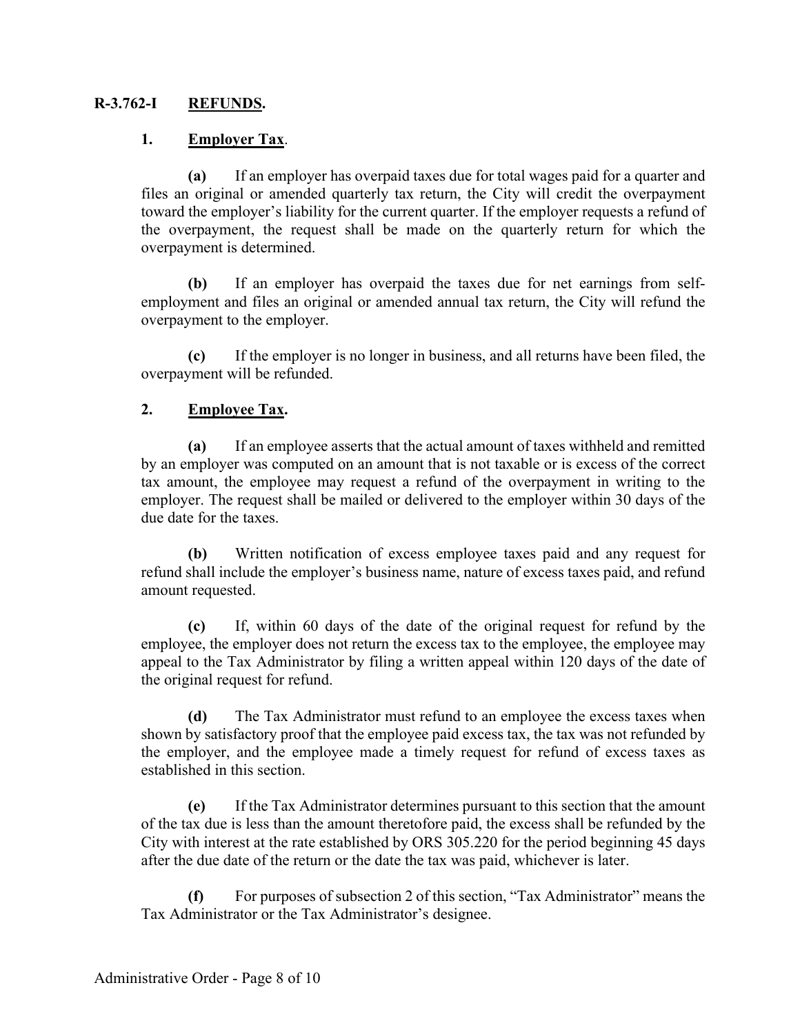## R-3.762-I REFUNDS.

### 1. Employer Tax.

**(a)** If an employer has overpaid taxes due for total wages paid for a quarter and files an original or amended quarterly tax return, the City will credit the overpayment toward the employer's liability for the current quarter. If the employer requests a refund of the overpayment, the request shall be made on the quarterly return for which the overpayment is determined.

**(b)** If an employer has overpaid the taxes due for net earnings from self-employment and files an original or amended annual tax return, the City will refund the overpayment to the employer.

**(c)** If the employer is no longer in business, and all returns have been filed, the overpayment will be refunded.

### 2. Employee Tax.

**(a)** If an employee asserts that the actual amount of taxes withheld and remitted by an employer was computed on an amount that is not taxable or is excess of the correct tax amount, the employee may request a refund of the overpayment in writing to the employer. The request shall be mailed or delivered to the employer within 30 days of the due date for the taxes.

**(b)** Written notification of excess employee taxes paid and any request for refund shall include the employer's business name, nature of excess taxes paid, and refund amount requested.

**(c)** If, within 60 days of the date of the original request for refund by the employee, the employer does not return the excess tax to the employee, the employee may appeal to the Tax Administrator by filing a written appeal within 120 days of the date of the original request for refund.

**(d)** The Tax Administrator must refund to an employee the excess taxes when shown by satisfactory proof that the employee paid excess tax, the tax was not refunded by the employer, and the employee made a timely request for refund of excess taxes as established in this section.

**(e)** If the Tax Administrator determines pursuant to this section that the amount of the tax due is less than the amount theretofore paid, the excess shall be refunded by the City with interest at the rate established by ORS 305.220 for the period beginning 45 days after the due date of the return or the date the tax was paid, whichever is later.

**(f)** For purposes of subsection 2 of this section, "Tax Administrator" means the Tax Administrator or the Tax Administrator's designee.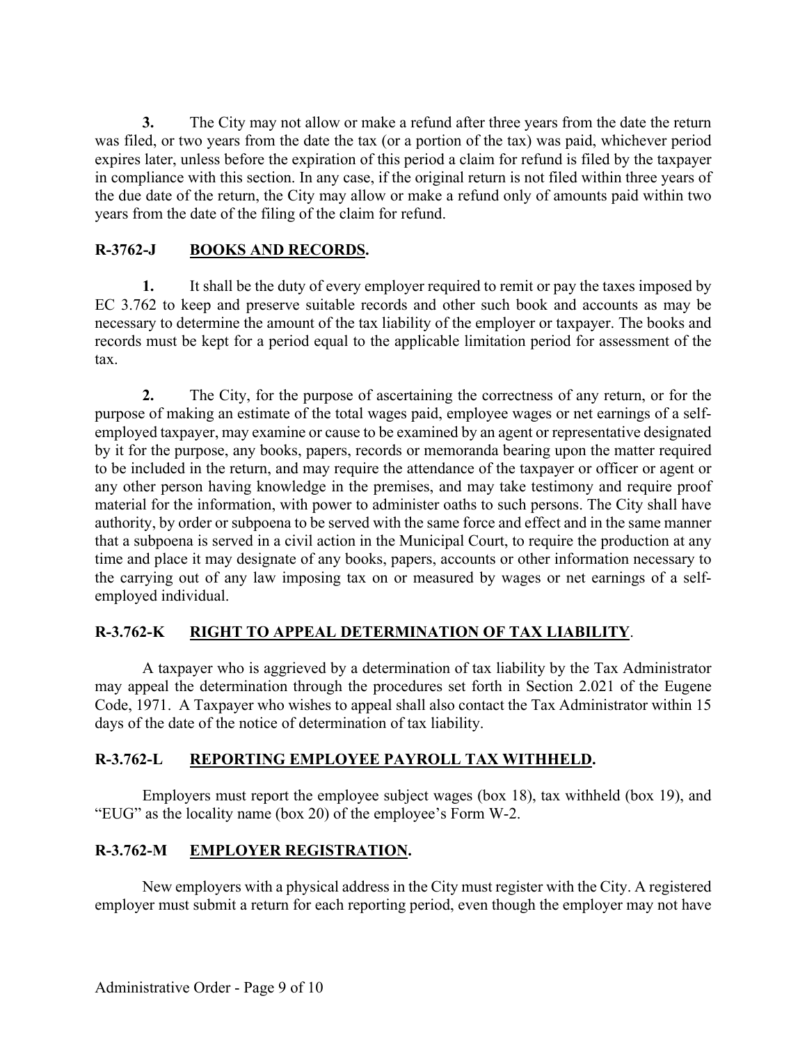**3.** The City may not allow or make a refund after three years from the date the return was filed, or two years from the date the tax (or a portion of the tax) was paid, whichever period expires later, unless before the expiration of this period a claim for refund is filed by the taxpayer in compliance with this section. In any case, if the original return is not filed within three years of the due date of the return, the City may allow or make a refund only of amounts paid within two years from the date of the filing of the claim for refund.

## R-3762-J BOOKS AND RECORDS.

**1.** It shall be the duty of every employer required to remit or pay the taxes imposed by EC 3.762 to keep and preserve suitable records and other such book and accounts as may be necessary to determine the amount of the tax liability of the employer or taxpayer. The books and records must be kept for a period equal to the applicable limitation period for assessment of the tax.

**2.** The City, for the purpose of ascertaining the correctness of any return, or for the purpose of making an estimate of the total wages paid, employee wages or net earnings of a self-employed taxpayer, may examine or cause to be examined by an agent or representative designated by it for the purpose, any books, papers, records or memoranda bearing upon the matter required to be included in the return, and may require the attendance of the taxpayer or officer or agent or any other person having knowledge in the premises, and may take testimony and require proof material for the information, with power to administer oaths to such persons. The City shall have authority, by order or subpoena to be served with the same force and effect and in the same manner that a subpoena is served in a civil action in the Municipal Court, to require the production at any time and place it may designate of any books, papers, accounts or other information necessary to the carrying out of any law imposing tax on or measured by wages or net earnings of a self-employed individual.

## R-3.762-K RIGHT TO APPEAL DETERMINATION OF TAX LIABILITY.

A taxpayer who is aggrieved by a determination of tax liability by the Tax Administrator may appeal the determination through the procedures set forth in Section 2.021 of the Eugene Code, 1971. A Taxpayer who wishes to appeal shall also contact the Tax Administrator within 15 days of the date of the notice of determination of tax liability.

## R-3.762-L REPORTING EMPLOYEE PAYROLL TAX WITHHELD.

Employers must report the employee subject wages (box 18), tax withheld (box 19), and "EUG" as the locality name (box 20) of the employee's Form W-2.

## R-3.762-M EMPLOYER REGISTRATION.

New employers with a physical address in the City must register with the City. A registered employer must submit a return for each reporting period, even though the employer may not have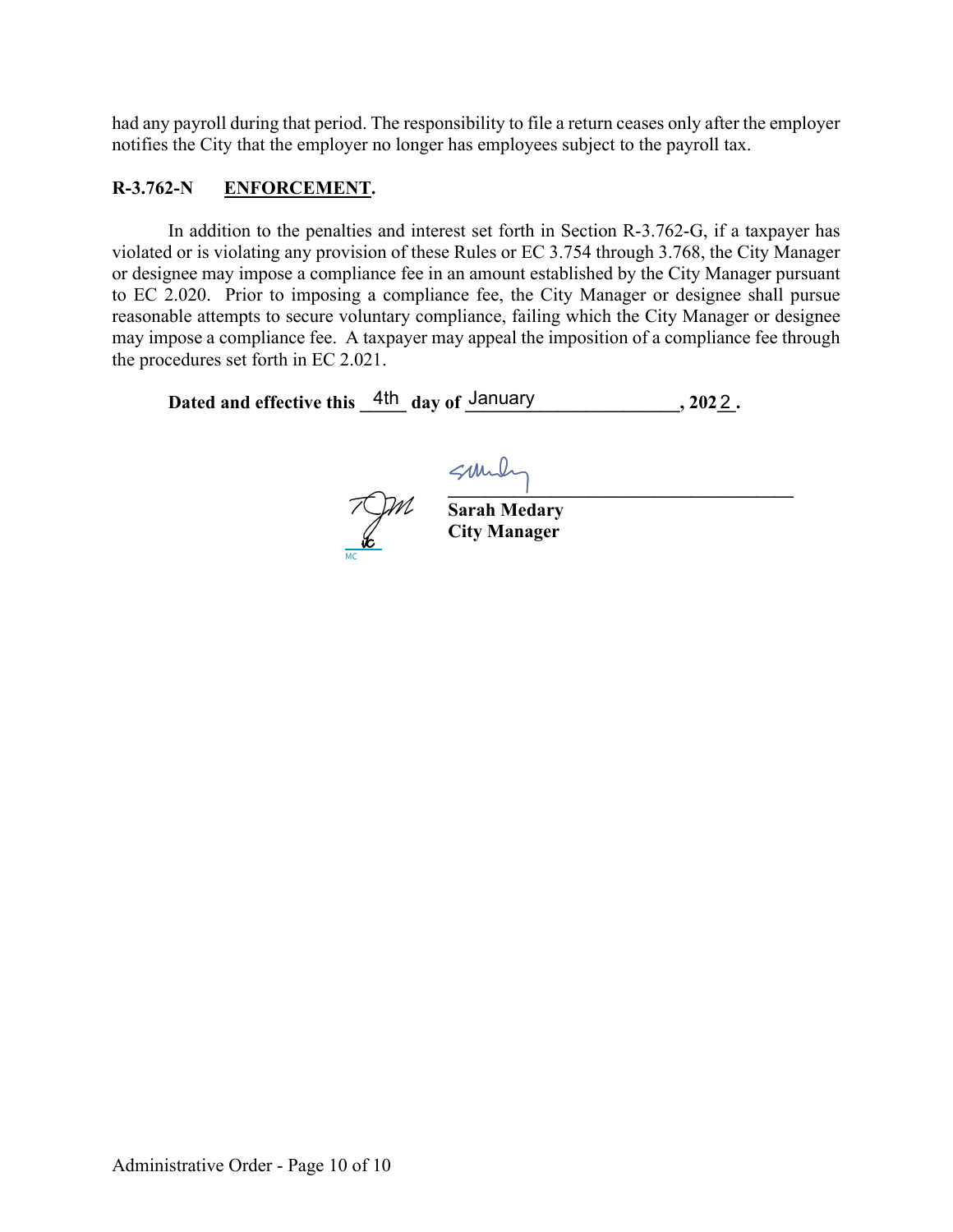had any payroll during that period. The responsibility to file a return ceases only after the employer notifies the City that the employer no longer has employees subject to the payroll tax.

**R-3.762-N ENFORCEMENT.**

In addition to the penalties and interest set forth in Section R-3.762-G, if a taxpayer has violated or is violating any provision of these Rules or EC 3.754 through 3.768, the City Manager or designee may impose a compliance fee in an amount established by the City Manager pursuant to EC 2.020. Prior to imposing a compliance fee, the City Manager or designee shall pursue reasonable attempts to secure voluntary compliance, failing which the City Manager or designee may impose a compliance fee. A taxpayer may appeal the imposition of a compliance fee through the procedures set forth in EC 2.021.

**Dated and effective this** 4th **day of** January**, 202**2**.**

**Sarah Medary**
**City Manager**

MC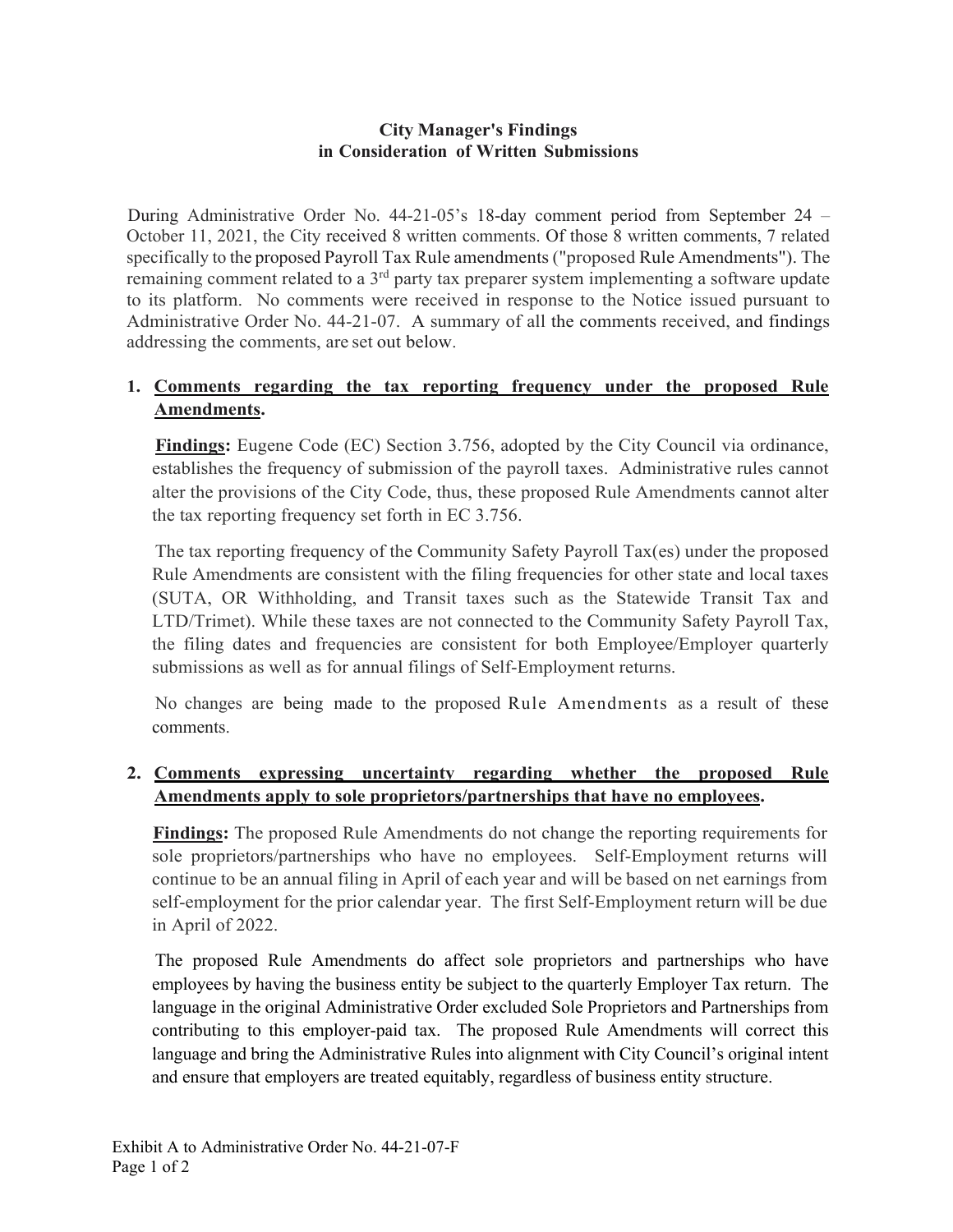## City Manager's Findings in Consideration of Written Submissions

During Administrative Order No. 44-21-05's 18-day comment period from September 24 – October 11, 2021, the City received 8 written comments. Of those 8 written comments, 7 related specifically to the proposed Payroll Tax Rule amendments ("proposed Rule Amendments"). The remaining comment related to a 3rd party tax preparer system implementing a software update to its platform. No comments were received in response to the Notice issued pursuant to Administrative Order No. 44-21-07. A summary of all the comments received, and findings addressing the comments, are set out below.

1. **Comments regarding the tax reporting frequency under the proposed Rule Amendments.**

   **Findings:** Eugene Code (EC) Section 3.756, adopted by the City Council via ordinance, establishes the frequency of submission of the payroll taxes. Administrative rules cannot alter the provisions of the City Code, thus, these proposed Rule Amendments cannot alter the tax reporting frequency set forth in EC 3.756.

   The tax reporting frequency of the Community Safety Payroll Tax(es) under the proposed Rule Amendments are consistent with the filing frequencies for other state and local taxes (SUTA, OR Withholding, and Transit taxes such as the Statewide Transit Tax and LTD/Trimet). While these taxes are not connected to the Community Safety Payroll Tax, the filing dates and frequencies are consistent for both Employee/Employer quarterly submissions as well as for annual filings of Self-Employment returns.

   No changes are being made to the proposed Rule Amendments as a result of these comments.

2. **Comments expressing uncertainty regarding whether the proposed Rule Amendments apply to sole proprietors/partnerships that have no employees.**

   **Findings:** The proposed Rule Amendments do not change the reporting requirements for sole proprietors/partnerships who have no employees. Self-Employment returns will continue to be an annual filing in April of each year and will be based on net earnings from self-employment for the prior calendar year. The first Self-Employment return will be due in April of 2022.

   The proposed Rule Amendments do affect sole proprietors and partnerships who have employees by having the business entity be subject to the quarterly Employer Tax return. The language in the original Administrative Order excluded Sole Proprietors and Partnerships from contributing to this employer-paid tax. The proposed Rule Amendments will correct this language and bring the Administrative Rules into alignment with City Council's original intent and ensure that employers are treated equitably, regardless of business entity structure.

Exhibit A to Administrative Order No. 44-21-07-F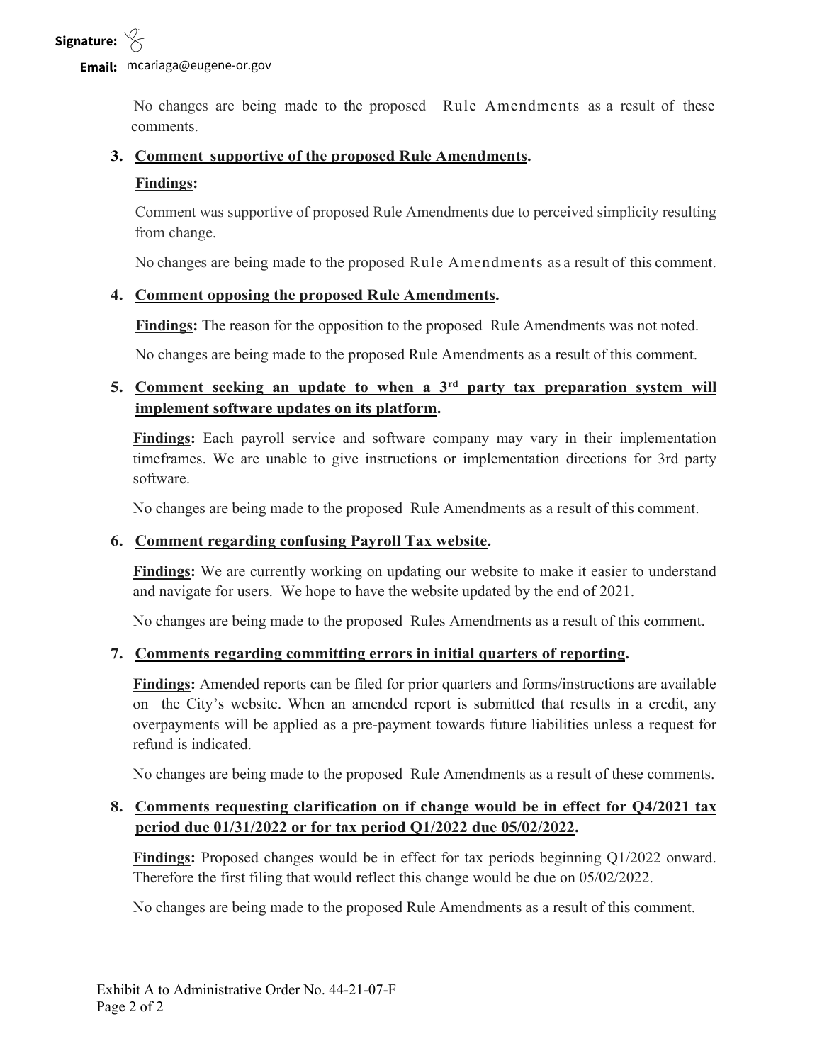**Signature:**

**Email:** mcariaga@eugene-or.gov

No changes are being made to the proposed Rule Amendments as a result of these comments.

3. **Comment supportive of the proposed Rule Amendments.**

   **Findings:**

   Comment was supportive of proposed Rule Amendments due to perceived simplicity resulting from change.

   No changes are being made to the proposed Rule Amendments as a result of this comment.

4. **Comment opposing the proposed Rule Amendments.**

   **Findings:** The reason for the opposition to the proposed Rule Amendments was not noted.

   No changes are being made to the proposed Rule Amendments as a result of this comment.

5. **Comment seeking an update to when a 3rd party tax preparation system will implement software updates on its platform.**

   **Findings:** Each payroll service and software company may vary in their implementation timeframes. We are unable to give instructions or implementation directions for 3rd party software.

   No changes are being made to the proposed Rule Amendments as a result of this comment.

6. **Comment regarding confusing Payroll Tax website.**

   **Findings:** We are currently working on updating our website to make it easier to understand and navigate for users. We hope to have the website updated by the end of 2021.

   No changes are being made to the proposed Rules Amendments as a result of this comment.

7. **Comments regarding committing errors in initial quarters of reporting.**

   **Findings:** Amended reports can be filed for prior quarters and forms/instructions are available on the City's website. When an amended report is submitted that results in a credit, any overpayments will be applied as a pre-payment towards future liabilities unless a request for refund is indicated.

   No changes are being made to the proposed Rule Amendments as a result of these comments.

8. **Comments requesting clarification on if change would be in effect for Q4/2021 tax period due 01/31/2022 or for tax period Q1/2022 due 05/02/2022.**

   **Findings:** Proposed changes would be in effect for tax periods beginning Q1/2022 onward. Therefore the first filing that would reflect this change would be due on 05/02/2022.

   No changes are being made to the proposed Rule Amendments as a result of this comment.

Exhibit A to Administrative Order No. 44-21-07-F